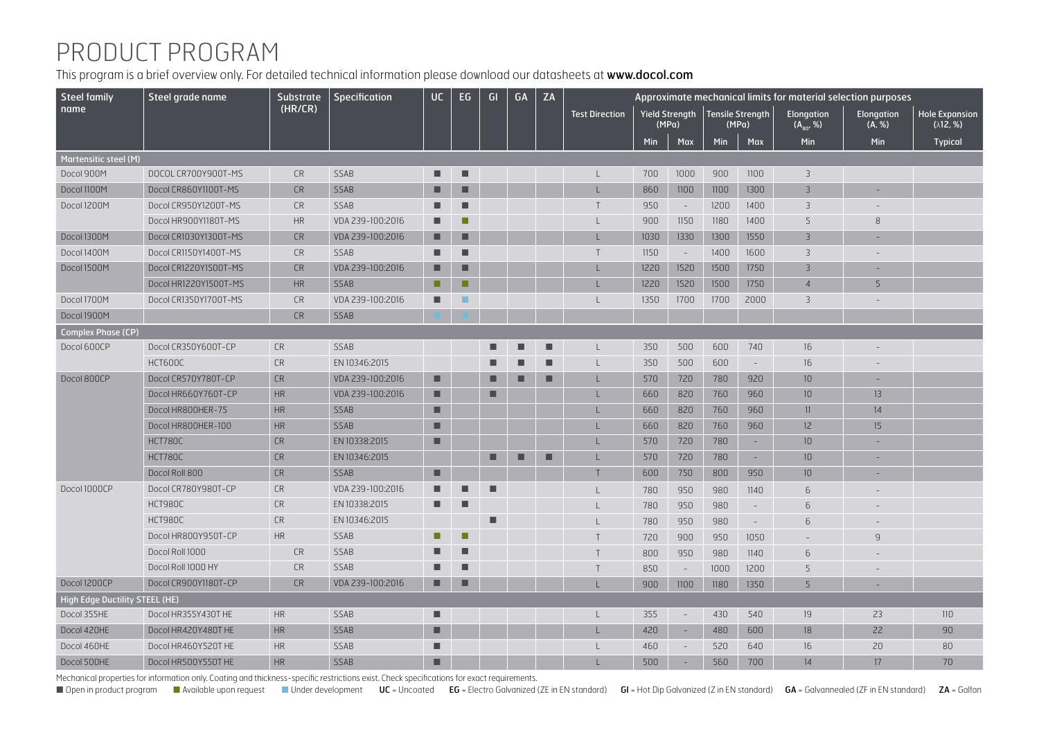# PRODUCT PROGRAM

This program is a brief overview only. For detailed technical information please download our datasheets at **www.docol.com**

| Steel family name | Steel grade name | Substrate (HR/CR) | Specification | UC | EG | GI | GA | ZA | Approximate mechanical limits for material selection purposes | | | | | | | |
|---|---|---|---|---|---|---|---|---|---|---|---|---|---|---|---|---|
| | | | | | | | | | Test Direction | Yield Strength (MPa) | | Tensile Strength (MPa) | | Elongation ($A_{80}$, %) | Elongation (A, %) | Hole Expansion (λ12, %) |
| | | | | | | | | | | Min | Max | Min | Max | Min | Min | Typical |
| **Martensitic steel (M)** | | | | | | | | | | | | | | | | |
| Docol 900M | DOCOL CR700Y900T-MS | CR | SSAB | ■ | ■ | | | | L | 700 | 1000 | 900 | 1100 | 3 | | |
| Docol 1100M | Docol CR860Y1100T-MS | CR | SSAB | ■ | ■ | | | | L | 860 | 1100 | 1100 | 1300 | 3 | - | |
| Docol 1200M | Docol CR950Y1200T-MS | CR | SSAB | ■ | ■ | | | | T | 950 | - | 1200 | 1400 | 3 | - | |
| | Docol HR900Y1180T-MS | HR | VDA 239-100:2016 | ■ | ■ (green) | | | | L | 900 | 1150 | 1180 | 1400 | 5 | 8 | |
| Docol 1300M | Docol CR1030Y1300T-MS | CR | VDA 239-100:2016 | ■ | ■ | | | | L | 1030 | 1330 | 1300 | 1550 | 3 | - | |
| Docol 1400M | Docol CR1150Y1400T-MS | CR | SSAB | ■ | ■ | | | | T | 1150 | - | 1400 | 1600 | 3 | - | |
| Docol 1500M | Docol CR1220Y1500T-MS | CR | VDA 239-100:2016 | ■ | ■ | | | | L | 1220 | 1520 | 1500 | 1750 | 3 | - | |
| | Docol HR1220Y1500T-MS | HR | SSAB | ■ (green) | ■ (green) | | | | L | 1220 | 1520 | 1500 | 1750 | 4 | 5 | |
| Docol 1700M | Docol CR1350Y1700T-MS | CR | VDA 239-100:2016 | ■ | ■ (blue) | | | | L | 1350 | 1700 | 1700 | 2000 | 3 | - | |
| Docol 1900M | | CR | SSAB | ■ (blue) | ■ (blue) | | | | | | | | | | | |
| **Complex Phase (CP)** | | | | | | | | | | | | | | | | |
| Docol 600CP | Docol CR350Y600T-CP | CR | SSAB | | | ■ | ■ | ■ | L | 350 | 500 | 600 | 740 | 16 | - | |
| | HCT600C | CR | EN 10346:2015 | | | ■ | ■ | ■ | L | 350 | 500 | 600 | - | 16 | - | |
| Docol 800CP | Docol CR570Y780T-CP | CR | VDA 239-100:2016 | ■ | | ■ | ■ | ■ | L | 570 | 720 | 780 | 920 | 10 | - | |
| | Docol HR660Y760T-CP | HR | VDA 239-100:2016 | ■ | | ■ | | | L | 660 | 820 | 760 | 960 | 10 | 13 | |
| | Docol HR800HER-75 | HR | SSAB | ■ | | | | | L | 660 | 820 | 760 | 960 | 11 | 14 | |
| | Docol HR800HER-100 | HR | SSAB | ■ | | | | | L | 660 | 820 | 760 | 960 | 12 | 15 | |
| | HCT780C | CR | EN 10338:2015 | ■ | | | | | L | 570 | 720 | 780 | - | 10 | - | |
| | HCT780C | CR | EN 10346:2015 | | | ■ | ■ | ■ | L | 570 | 720 | 780 | - | 10 | - | |
| | Docol Roll 800 | CR | SSAB | ■ | | | | | T | 600 | 750 | 800 | 950 | 10 | - | |
| Docol 1000CP | Docol CR780Y980T-CP | CR | VDA 239-100:2016 | ■ | ■ | ■ | | | L | 780 | 950 | 980 | 1140 | 6 | - | |
| | HCT980C | CR | EN 10338:2015 | ■ | ■ | | | | L | 780 | 950 | 980 | - | 6 | - | |
| | HCT980C | CR | EN 10346:2015 | | | ■ | | | L | 780 | 950 | 980 | - | 6 | - | |
| | Docol HR800Y950T-CP | HR | SSAB | ■ (green) | ■ (green) | | | | T | 720 | 900 | 950 | 1050 | - | 9 | |
| | Docol Roll 1000 | CR | SSAB | ■ | ■ | | | | T | 800 | 950 | 980 | 1140 | 6 | - | |
| | Docol Roll 1000 HY | CR | SSAB | ■ | ■ | | | | T | 850 | - | 1000 | 1200 | 5 | - | |
| Docol 1200CP | Docol CR900Y1180T-CP | CR | VDA 239-100:2016 | ■ | ■ | | | | L | 900 | 1100 | 1180 | 1350 | 5 | - | |
| **High Edge Ductility STEEL (HE)** | | | | | | | | | | | | | | | | |
| Docol 355HE | Docol HR355Y430T HE | HR | SSAB | ■ | | | | | L | 355 | - | 430 | 540 | 19 | 23 | 110 |
| Docol 420HE | Docol HR420Y480T HE | HR | SSAB | ■ | | | | | L | 420 | - | 480 | 600 | 18 | 22 | 90 |
| Docol 460HE | Docol HR460Y520T HE | HR | SSAB | ■ | | | | | L | 460 | - | 520 | 640 | 16 | 20 | 80 |
| Docol 500HE | Docol HR500Y550T HE | HR | SSAB | ■ | | | | | L | 500 | - | 560 | 700 | 14 | 17 | 70 |

Mechanical properties for information only. Coating and thickness-specific restrictions exist. Check specifications for exact requirements.

■ Open in product program ■ (green) Available upon request ■ (blue) Under development **UC** = Uncoated **EG** = Electro Galvanized (ZE in EN standard) **GI** = Hot Dip Galvanized (Z in EN standard) **GA** = Galvannealed (ZF in EN standard) **ZA** = Galfan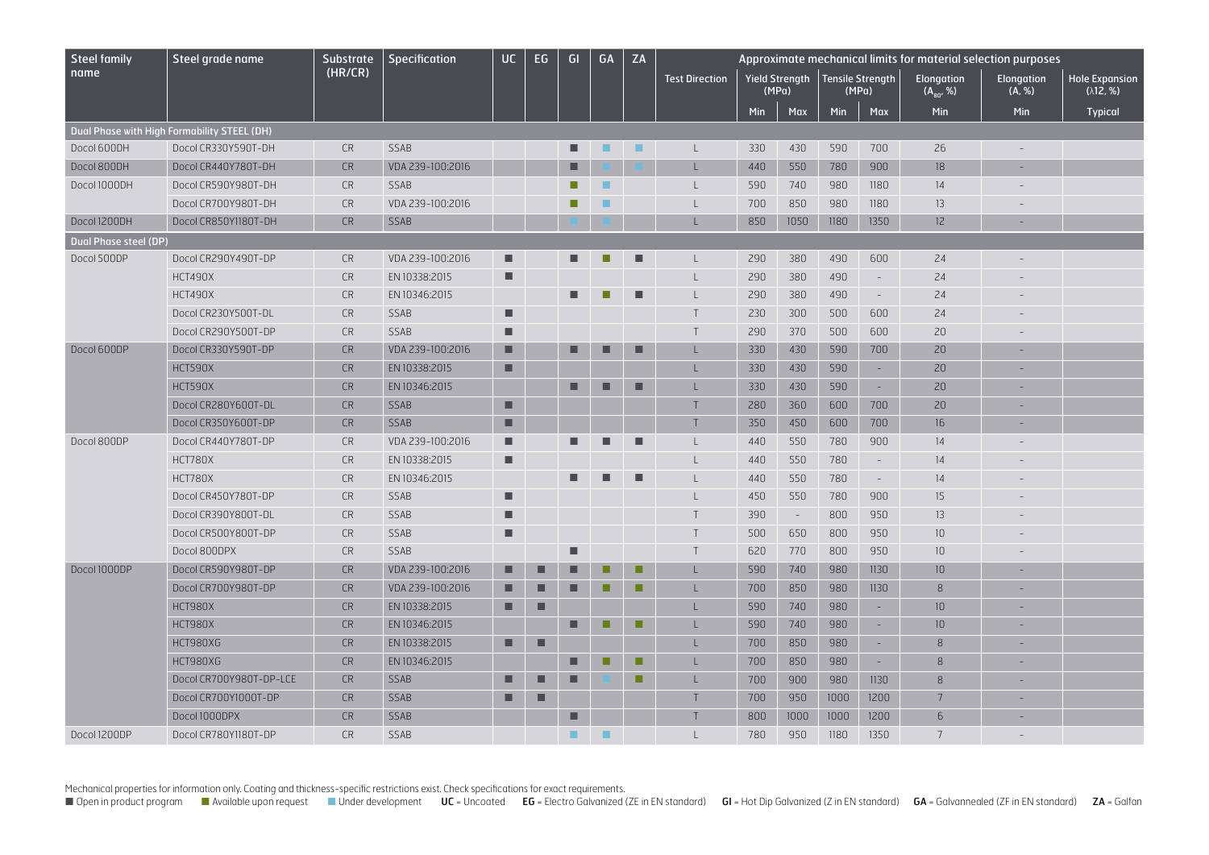| Steel family name | Steel grade name | Substrate (HR/CR) | Specification | UC | EG | GI | GA | ZA | Approximate mechanical limits for material selection purposes | | | | | | | |
|---|---|---|---|---|---|---|---|---|---|---|---|---|---|---|---|---|
| | | | | | | | | | Test Direction | Yield Strength (MPa) | | Tensile Strength (MPa) | | Elongation ($A_{80}$, %) | Elongation (A, %) | Hole Expansion (λ12, %) |
| | | | | | | | | | | Min | Max | Min | Max | Min | Min | Typical |
| **Dual Phase with High Formability STEEL (DH)** | | | | | | | | | | | | | | | | |
| Docol 600DH | Docol CR330Y590T-DH | CR | SSAB | | | ■ | ■ (under development) | ■ (under development) | L | 330 | 430 | 590 | 700 | 26 | - | |
| Docol 800DH | Docol CR440Y780T-DH | CR | VDA 239-100:2016 | | | ■ | ■ (under development) | ■ (under development) | L | 440 | 550 | 780 | 900 | 18 | - | |
| Docol 1000DH | Docol CR590Y980T-DH | CR | SSAB | | | ■ (available upon request) | ■ (under development) | | L | 590 | 740 | 980 | 1180 | 14 | - | |
| | Docol CR700Y980T-DH | CR | VDA 239-100:2016 | | | ■ (available upon request) | ■ (under development) | | L | 700 | 850 | 980 | 1180 | 13 | - | |
| Docol 1200DH | Docol CR850Y1180T-DH | CR | SSAB | | | ■ (under development) | ■ (under development) | | L | 850 | 1050 | 1180 | 1350 | 12 | - | |
| **Dual Phase steel (DP)** | | | | | | | | | | | | | | | | |
| Docol 500DP | Docol CR290Y490T-DP | CR | VDA 239-100:2016 | ■ | | ■ | ■ (available upon request) | ■ | L | 290 | 380 | 490 | 600 | 24 | - | |
| | HCT490X | CR | EN 10338:2015 | ■ | | | | | L | 290 | 380 | 490 | - | 24 | - | |
| | HCT490X | CR | EN 10346:2015 | | | ■ | ■ (available upon request) | ■ | L | 290 | 380 | 490 | - | 24 | - | |
| | Docol CR230Y500T-DL | CR | SSAB | ■ | | | | | T | 230 | 300 | 500 | 600 | 24 | - | |
| | Docol CR290Y500T-DP | CR | SSAB | ■ | | | | | T | 290 | 370 | 500 | 600 | 20 | - | |
| Docol 600DP | Docol CR330Y590T-DP | CR | VDA 239-100:2016 | ■ | | ■ | ■ | ■ | L | 330 | 430 | 590 | 700 | 20 | - | |
| | HCT590X | CR | EN 10338:2015 | ■ | | | | | L | 330 | 430 | 590 | - | 20 | - | |
| | HCT590X | CR | EN 10346:2015 | | | ■ | ■ | ■ | L | 330 | 430 | 590 | - | 20 | - | |
| | Docol CR280Y600T-DL | CR | SSAB | ■ | | | | | T | 280 | 360 | 600 | 700 | 20 | - | |
| | Docol CR350Y600T-DP | CR | SSAB | ■ | | | | | T | 350 | 450 | 600 | 700 | 16 | - | |
| Docol 800DP | Docol CR440Y780T-DP | CR | VDA 239-100:2016 | ■ | | ■ | ■ | ■ | L | 440 | 550 | 780 | 900 | 14 | - | |
| | HCT780X | CR | EN 10338:2015 | ■ | | | | | L | 440 | 550 | 780 | - | 14 | - | |
| | HCT780X | CR | EN 10346:2015 | | | ■ | ■ | ■ | L | 440 | 550 | 780 | - | 14 | - | |
| | Docol CR450Y780T-DP | CR | SSAB | ■ | | | | | L | 450 | 550 | 780 | 900 | 15 | - | |
| | Docol CR390Y800T-DL | CR | SSAB | ■ | | | | | T | 390 | - | 800 | 950 | 13 | - | |
| | Docol CR500Y800T-DP | CR | SSAB | ■ | | | | | T | 500 | 650 | 800 | 950 | 10 | - | |
| | Docol 800DPX | CR | SSAB | | | ■ | | | T | 620 | 770 | 800 | 950 | 10 | - | |
| Docol 1000DP | Docol CR590Y980T-DP | CR | VDA 239-100:2016 | ■ | ■ | ■ | ■ (available upon request) | ■ (available upon request) | L | 590 | 740 | 980 | 1130 | 10 | - | |
| | Docol CR700Y980T-DP | CR | VDA 239-100:2016 | ■ | ■ | ■ | ■ (available upon request) | ■ (available upon request) | L | 700 | 850 | 980 | 1130 | 8 | - | |
| | HCT980X | CR | EN 10338:2015 | ■ | ■ | | | | L | 590 | 740 | 980 | - | 10 | - | |
| | HCT980X | CR | EN 10346:2015 | | | ■ | ■ (available upon request) | ■ (available upon request) | L | 590 | 740 | 980 | - | 10 | - | |
| | HCT980XG | CR | EN 10338:2015 | ■ | ■ | | | | L | 700 | 850 | 980 | - | 8 | - | |
| | HCT980XG | CR | EN 10346:2015 | | | ■ | ■ (available upon request) | ■ (available upon request) | L | 700 | 850 | 980 | - | 8 | - | |
| | Docol CR700Y980T-DP-LCE | CR | SSAB | ■ | ■ | ■ | ■ (under development) | ■ (available upon request) | L | 700 | 900 | 980 | 1130 | 8 | - | |
| | Docol CR700Y1000T-DP | CR | SSAB | ■ | ■ | | | | T | 700 | 950 | 1000 | 1200 | 7 | - | |
| | Docol 1000DPX | CR | SSAB | | | ■ | | | T | 800 | 1000 | 1000 | 1200 | 6 | - | |
| Docol 1200DP | Docol CR780Y1180T-DP | CR | SSAB | | | ■ (under development) | ■ (under development) | | L | 780 | 950 | 1180 | 1350 | 7 | - | |

Mechanical properties for information only. Coating and thickness-specific restrictions exist. Check specifications for exact requirements.

■ Open in product program ■ (available upon request) Available upon request ■ (under development) Under development **UC** = Uncoated **EG** = Electro Galvanized (ZE in EN standard) **GI** = Hot Dip Galvanized (Z in EN standard) **GA** = Galvannealed (ZF in EN standard) **ZA** = Galfan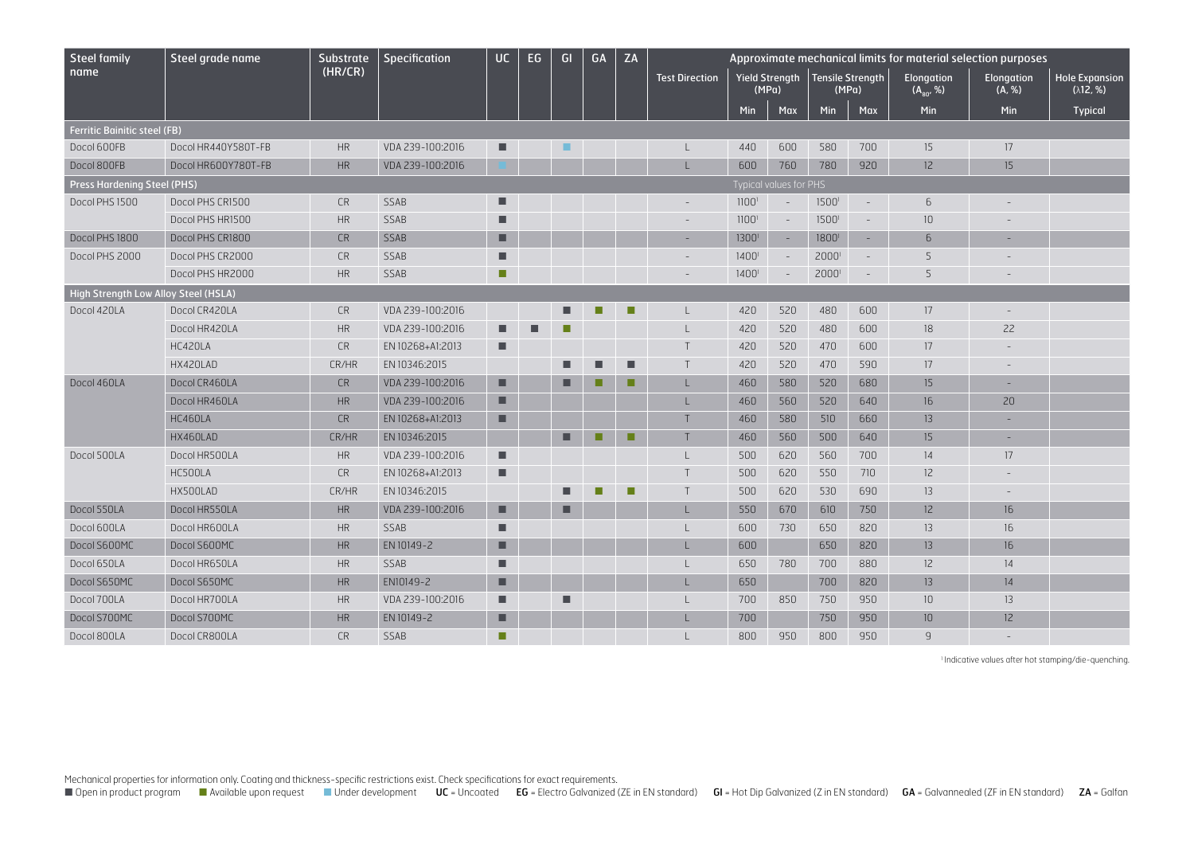| Steel family name | Steel grade name | Substrate (HR/CR) | Specification | UC | EG | GI | GA | ZA | Approximate mechanical limits for material selection purposes | | | | | | | |
|---|---|---|---|---|---|---|---|---|---|---|---|---|---|---|---|---|
| | | | | | | | | | Test Direction | Yield Strength (MPa) | | Tensile Strength (MPa) | | Elongation ($A_{80}$, %) | Elongation (A, %) | Hole Expansion (λ12, %) |
| | | | | | | | | | | Min | Max | Min | Max | Min | Min | Typical |
| **Ferritic Bainitic steel (FB)** | | | | | | | | | | | | | | | | |
| Docol 600FB | Docol HR440Y580T-FB | HR | VDA 239-100:2016 | ■ | | ■ (Under development) | | | L | 440 | 600 | 580 | 700 | 15 | 17 | |
| Docol 800FB | Docol HR600Y780T-FB | HR | VDA 239-100:2016 | ■ (Under development) | | | | | L | 600 | 760 | 780 | 920 | 12 | 15 | |
| **Press Hardening Steel (PHS)** | | | | | | | | | | Typical values for PHS | | | | | | |
| Docol PHS 1500 | Docol PHS CR1500 | CR | SSAB | ■ | | | | | - | 1100[1] | - | 1500[1] | - | 6 | - | |
| | Docol PHS HR1500 | HR | SSAB | ■ | | | | | - | 1100[1] | - | 1500[1] | - | 10 | - | |
| Docol PHS 1800 | Docol PHS CR1800 | CR | SSAB | ■ | | | | | - | 1300[1] | - | 1800[1] | - | 6 | - | |
| Docol PHS 2000 | Docol PHS CR2000 | CR | SSAB | ■ | | | | | - | 1400[1] | - | 2000[1] | - | 5 | - | |
| | Docol PHS HR2000 | HR | SSAB | ■ (Available upon request) | | | | | - | 1400[1] | - | 2000[1] | - | 5 | - | |
| **High Strength Low Alloy Steel (HSLA)** | | | | | | | | | | | | | | | | |
| Docol 420LA | Docol CR420LA | CR | VDA 239-100:2016 | | | ■ | ■ (Available upon request) | ■ (Available upon request) | L | 420 | 520 | 480 | 600 | 17 | - | |
| | Docol HR420LA | HR | VDA 239-100:2016 | ■ | ■ | ■ (Available upon request) | | | L | 420 | 520 | 480 | 600 | 18 | 22 | |
| | HC420LA | CR | EN 10268+A1:2013 | ■ | | | | | T | 420 | 520 | 470 | 600 | 17 | - | |
| | HX420LAD | CR/HR | EN 10346:2015 | | | ■ | ■ | ■ | T | 420 | 520 | 470 | 590 | 17 | - | |
| Docol 460LA | Docol CR460LA | CR | VDA 239-100:2016 | ■ | | ■ | ■ (Available upon request) | ■ (Available upon request) | L | 460 | 580 | 520 | 680 | 15 | - | |
| | Docol HR460LA | HR | VDA 239-100:2016 | ■ | | | | | L | 460 | 560 | 520 | 640 | 16 | 20 | |
| | HC460LA | CR | EN 10268+A1:2013 | ■ | | | | | T | 460 | 580 | 510 | 660 | 13 | - | |
| | HX460LAD | CR/HR | EN 10346:2015 | | | ■ | ■ (Available upon request) | ■ (Available upon request) | T | 460 | 560 | 500 | 640 | 15 | - | |
| Docol 500LA | Docol HR500LA | HR | VDA 239-100:2016 | ■ | | | | | L | 500 | 620 | 560 | 700 | 14 | 17 | |
| | HC500LA | CR | EN 10268+A1:2013 | ■ | | | | | T | 500 | 620 | 550 | 710 | 12 | - | |
| | HX500LAD | CR/HR | EN 10346:2015 | | | ■ | ■ (Available upon request) | ■ (Available upon request) | T | 500 | 620 | 530 | 690 | 13 | - | |
| Docol 550LA | Docol HR550LA | HR | VDA 239-100:2016 | ■ | | ■ | | | L | 550 | 670 | 610 | 750 | 12 | 16 | |
| Docol 600LA | Docol HR600LA | HR | SSAB | ■ | | | | | L | 600 | 730 | 650 | 820 | 13 | 16 | |
| Docol S600MC | Docol S600MC | HR | EN 10149-2 | ■ | | | | | L | 600 | | 650 | 820 | 13 | 16 | |
| Docol 650LA | Docol HR650LA | HR | SSAB | ■ | | | | | L | 650 | 780 | 700 | 880 | 12 | 14 | |
| Docol S650MC | Docol S650MC | HR | EN10149-2 | ■ | | | | | L | 650 | | 700 | 820 | 13 | 14 | |
| Docol 700LA | Docol HR700LA | HR | VDA 239-100:2016 | ■ | | ■ | | | L | 700 | 850 | 750 | 950 | 10 | 13 | |
| Docol S700MC | Docol S700MC | HR | EN 10149-2 | ■ | | | | | L | 700 | | 750 | 950 | 10 | 12 | |
| Docol 800LA | Docol CR800LA | CR | SSAB | ■ (Available upon request) | | | | | L | 800 | 950 | 800 | 950 | 9 | - | |

[1] Indicative values after hot stamping/die-quenching.

Mechanical properties for information only. Coating and thickness-specific restrictions exist. Check specifications for exact requirements.

■ Open in product program ■ Available upon request ■ Under development **UC** = Uncoated **EG** = Electro Galvanized (ZE in EN standard) **GI** = Hot Dip Galvanized (Z in EN standard) **GA** = Galvannealed (ZF in EN standard) **ZA** = Galfan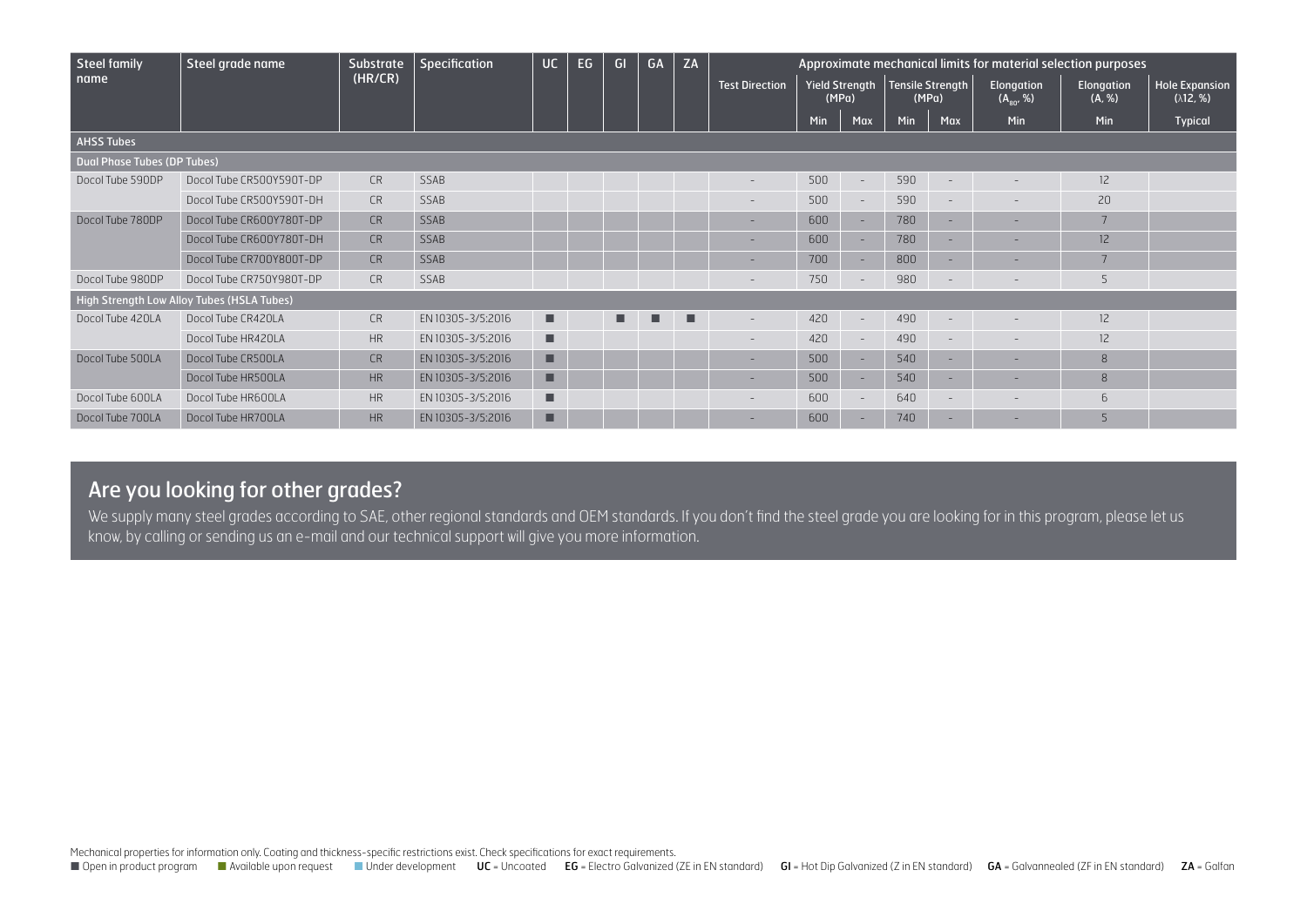| Steel family name | Steel grade name | Substrate (HR/CR) | Specification | UC | EG | GI | GA | ZA | Approximate mechanical limits for material selection purposes | | | | | | | |
|---|---|---|---|---|---|---|---|---|---|---|---|---|---|---|---|---|
| | | | | | | | | | Test Direction | Yield Strength (MPa) | | Tensile Strength (MPa) | | Elongation ($A_{80}$, %) | Elongation (A, %) | Hole Expansion (λ12, %) |
| | | | | | | | | | | Min | Max | Min | Max | Min | Min | Typical |
| **AHSS Tubes** | | | | | | | | | | | | | | | | |
| **Dual Phase Tubes (DP Tubes)** | | | | | | | | | | | | | | | | |
| Docol Tube 590DP | Docol Tube CR500Y590T-DP | CR | SSAB | | | | | | - | 500 | - | 590 | - | - | 12 | |
| | Docol Tube CR500Y590T-DH | CR | SSAB | | | | | | - | 500 | - | 590 | - | - | 20 | |
| Docol Tube 780DP | Docol Tube CR600Y780T-DP | CR | SSAB | | | | | | - | 600 | - | 780 | - | - | 7 | |
| | Docol Tube CR600Y780T-DH | CR | SSAB | | | | | | - | 600 | - | 780 | - | - | 12 | |
| | Docol Tube CR700Y800T-DP | CR | SSAB | | | | | | - | 700 | - | 800 | - | - | 7 | |
| Docol Tube 980DP | Docol Tube CR750Y980T-DP | CR | SSAB | | | | | | - | 750 | - | 980 | - | - | 5 | |
| **High Strength Low Alloy Tubes (HSLA Tubes)** | | | | | | | | | | | | | | | | |
| Docol Tube 420LA | Docol Tube CR420LA | CR | EN 10305-3/5:2016 | ■ | | ■ | ■ | ■ | - | 420 | - | 490 | - | - | 12 | |
| | Docol Tube HR420LA | HR | EN 10305-3/5:2016 | ■ | | | | | - | 420 | - | 490 | - | - | 12 | |
| Docol Tube 500LA | Docol Tube CR500LA | CR | EN 10305-3/5:2016 | ■ | | | | | - | 500 | - | 540 | - | - | 8 | |
| | Docol Tube HR500LA | HR | EN 10305-3/5:2016 | ■ | | | | | - | 500 | - | 540 | - | - | 8 | |
| Docol Tube 600LA | Docol Tube HR600LA | HR | EN 10305-3/5:2016 | ■ | | | | | - | 600 | - | 640 | - | - | 6 | |
| Docol Tube 700LA | Docol Tube HR700LA | HR | EN 10305-3/5:2016 | ■ | | | | | - | 600 | - | 740 | - | - | 5 | |

## Are you looking for other grades?

We supply many steel grades according to SAE, other regional standards and OEM standards. If you don't find the steel grade you are looking for in this program, please let us know, by calling or sending us an e-mail and our technical support will give you more information.

Mechanical properties for information only. Coating and thickness-specific restrictions exist. Check specifications for exact requirements.

■ Open in product program ■ Available upon request ■ Under development **UC** = Uncoated **EG** = Electro Galvanized (ZE in EN standard) **GI** = Hot Dip Galvanized (Z in EN standard) **GA** = Galvannealed (ZF in EN standard) **ZA** = Galfan